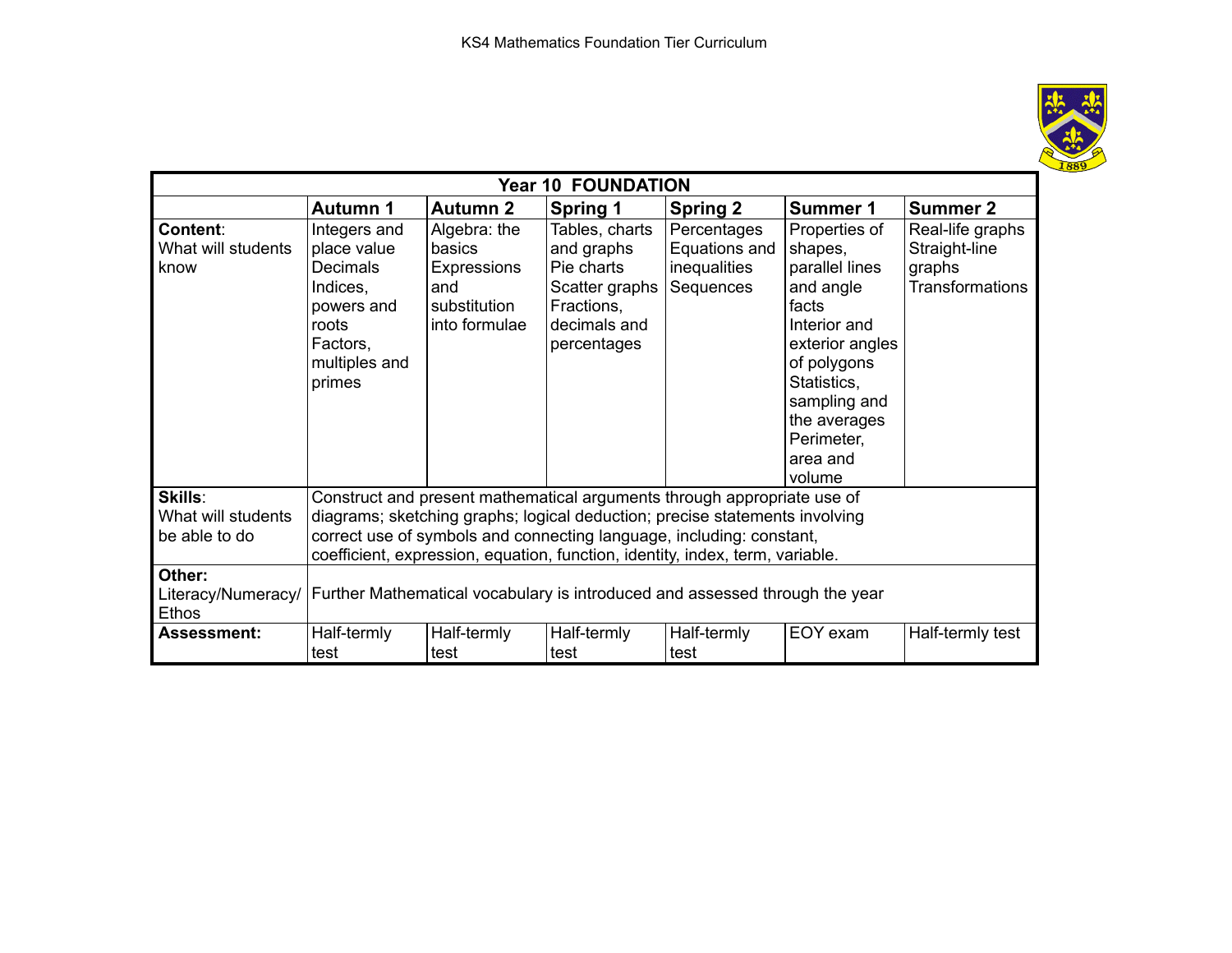KS4 Mathematics Foundation Tier Curriculum

| Year 10 FOUNDATION | | | | | | |
|---|---|---|---|---|---|---|
| | **Autumn 1** | **Autumn 2** | **Spring 1** | **Spring 2** | **Summer 1** | **Summer 2** |
| **Content**: What will students know | Integers and place value<br>Decimals<br>Indices, powers and roots<br>Factors, multiples and primes | Algebra: the basics<br>Expressions and substitution into formulae | Tables, charts and graphs<br>Pie charts<br>Scatter graphs<br>Fractions, decimals and percentages | Percentages<br>Equations and inequalities<br>Sequences | Properties of shapes, parallel lines and angle facts<br>Interior and exterior angles of polygons<br>Statistics, sampling and the averages<br>Perimeter, area and volume | Real-life graphs<br>Straight-line graphs<br>Transformations |
| **Skills**: What will students be able to do | Construct and present mathematical arguments through appropriate use of diagrams; sketching graphs; logical deduction; precise statements involving correct use of symbols and connecting language, including: constant, coefficient, expression, equation, function, identity, index, term, variable. | | | | | |
| **Other:** Literacy/Numeracy/ Ethos | Further Mathematical vocabulary is introduced and assessed through the year | | | | | |
| **Assessment:** | Half-termly test | Half-termly test | Half-termly test | Half-termly test | EOY exam | Half-termly test |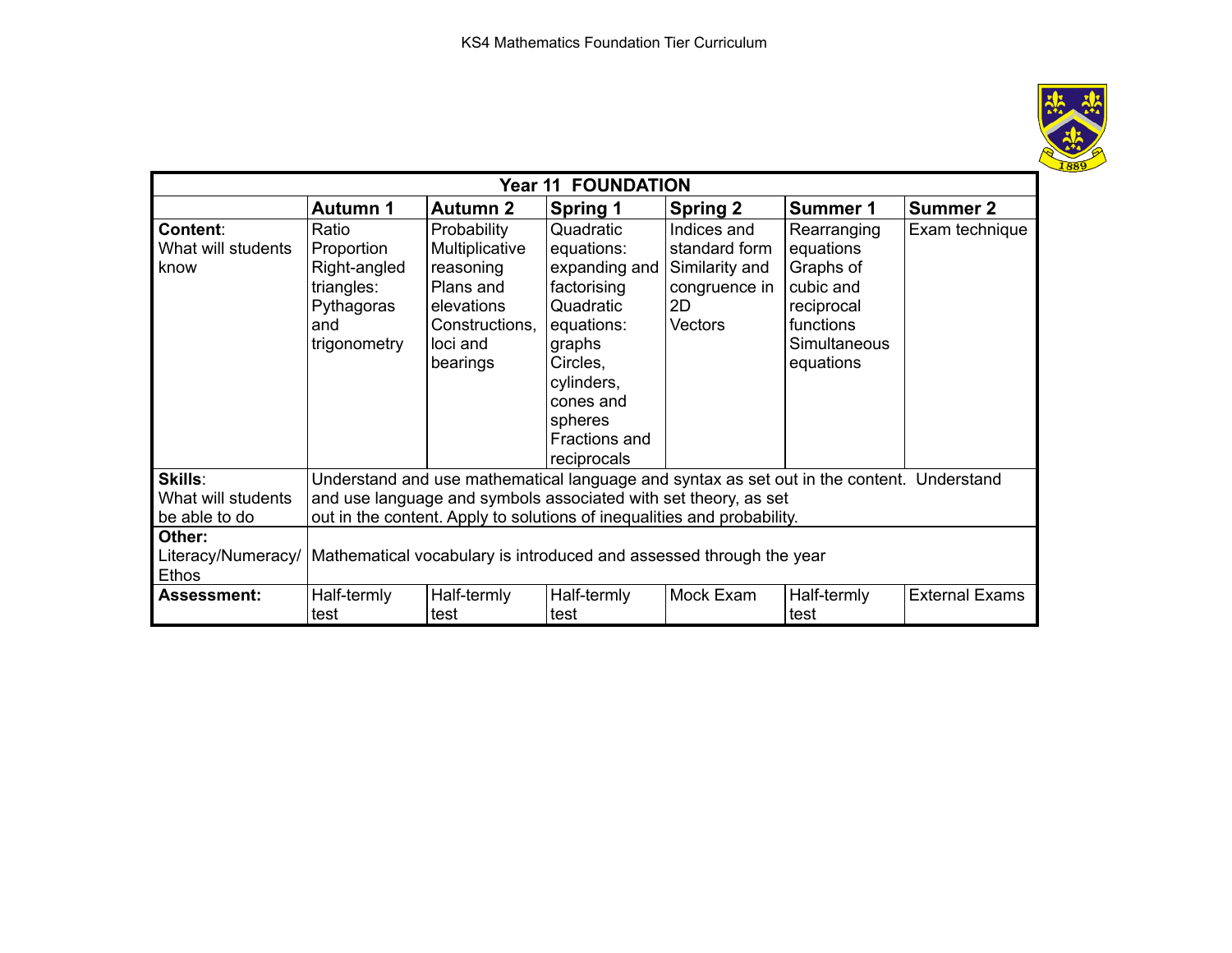KS4 Mathematics Foundation Tier Curriculum

| Year 11 FOUNDATION | | | | | | |
|---|---|---|---|---|---|---|
| | **Autumn 1** | **Autumn 2** | **Spring 1** | **Spring 2** | **Summer 1** | **Summer 2** |
| **Content**: What will students know | Ratio<br>Proportion<br>Right-angled triangles: Pythagoras and trigonometry | Probability<br>Multiplicative reasoning<br>Plans and elevations<br>Constructions, loci and bearings | Quadratic equations: expanding and factorising<br>Quadratic equations: graphs<br>Circles, cylinders, cones and spheres<br>Fractions and reciprocals | Indices and standard form<br>Similarity and congruence in 2D<br>Vectors | Rearranging equations<br>Graphs of cubic and reciprocal functions<br>Simultaneous equations | Exam technique |
| **Skills**: What will students be able to do | Understand and use mathematical language and syntax as set out in the content. Understand and use language and symbols associated with set theory, as set out in the content. Apply to solutions of inequalities and probability. | | | | | |
| **Other:** Literacy/Numeracy/ Ethos | Mathematical vocabulary is introduced and assessed through the year | | | | | |
| **Assessment:** | Half-termly test | Half-termly test | Half-termly test | Mock Exam | Half-termly test | External Exams |